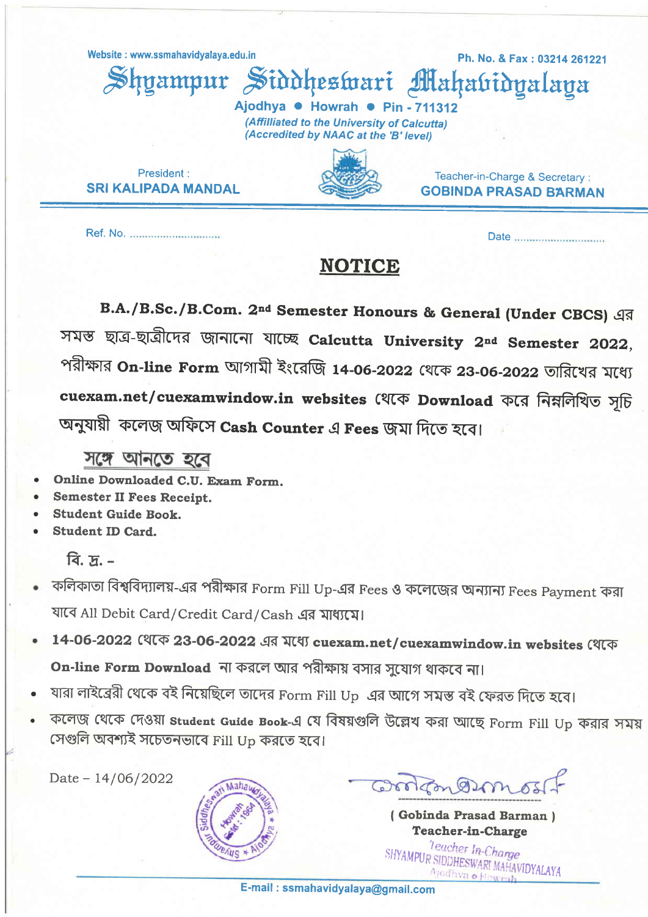Website : www.ssmahavidyalaya.edu.in

Ph. No. & Fax : 03214 261221

# Shyampur Siddheswari Mahavidyalaya

Ajodhya • Howrah • Pin - 711312

*(Affilliated to the University of Calcutta)*
*(Accredited by NAAC at the 'B' level)*

President :
**SRI KALIPADA MANDAL**

Teacher-in-Charge & Secretary :
**GOBINDA PRASAD BARMAN**

Ref. No. ..............................

Date ..............................

## NOTICE

**B.A./B.Sc./B.Com. 2nd Semester Honours & General (Under CBCS)** এর সমস্ত ছাত্র-ছাত্রীদের জানানো যাচ্ছে **Calcutta University 2nd Semester 2022,** পরীক্ষার **On-line Form** আগামী ইংরেজি **14-06-2022** থেকে **23-06-2022** তারিখের মধ্যে **cuexam.net/cuexamwindow.in websites** থেকে **Download** করে নিম্নলিখিত সূচি অনুযায়ী কলেজ অফিসে **Cash Counter** এ **Fees** জমা দিতে হবে।

### সঙ্গে আনতে হবে

- **Online Downloaded C.U. Exam Form.**
- **Semester II Fees Receipt.**
- **Student Guide Book.**
- **Student ID Card.**

বি. দ্র. -

- কলিকাতা বিশ্ববিদ্যালয়-এর পরীক্ষার Form Fill Up-এর Fees ও কলেজের অন্যান্য Fees Payment করা যাবে All Debit Card/Credit Card/Cash এর মাধ্যমে।
- **14-06-2022** থেকে **23-06-2022** এর মধ্যে **cuexam.net/cuexamwindow.in websites** থেকে **On-line Form Download** না করলে আর পরীক্ষায় বসার সুযোগ থাকবে না।
- যারা লাইব্রেরী থেকে বই নিয়েছিলে তাদের Form Fill Up এর আগে সমস্ত বই ফেরত দিতে হবে।
- কলেজ থেকে দেওয়া **Student Guide Book**-এ যে বিষয়গুলি উল্লেখ করা আছে Form Fill Up করার সময় সেগুলি অবশ্যই সচেতনভাবে Fill Up করতে হবে।

Date – 14/06/2022

**( Gobinda Prasad Barman )**
**Teacher-in-Charge**

Teacher In-Charge
SHYAMPUR SIDDHESWARI MAHAVIDYALAYA
Ajodhya • Howrah

E-mail : ssmahavidyalaya@gmail.com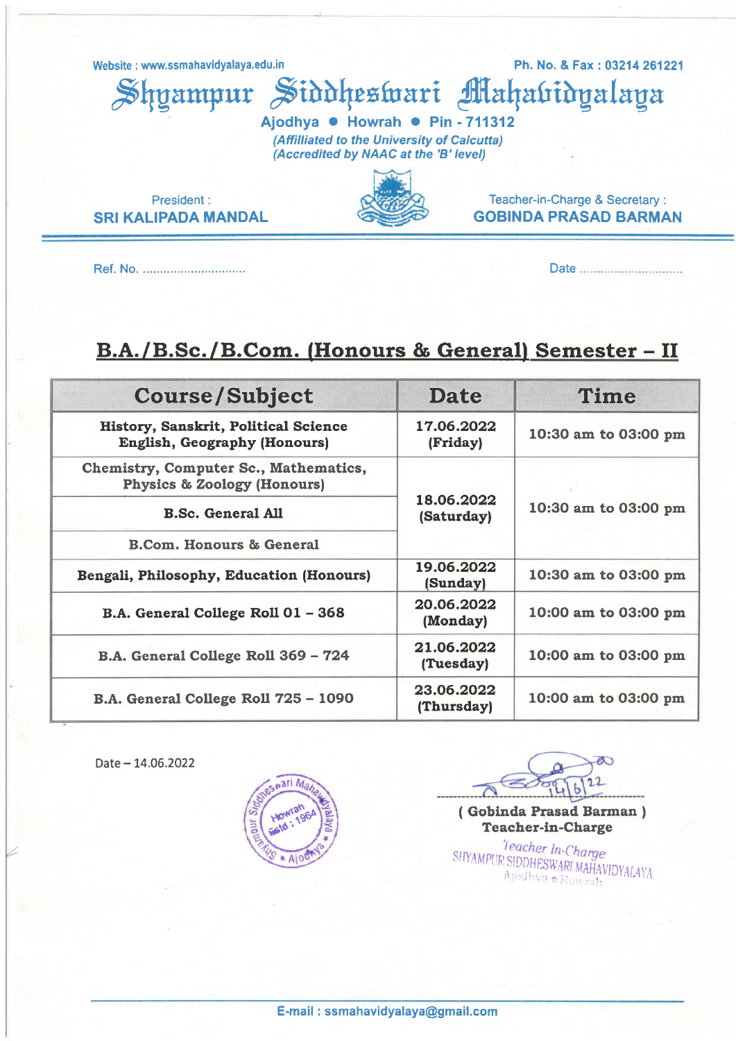Website : www.ssmahavidyalaya.edu.in

Ph. No. & Fax : 03214 261221

# Shyampur Siddheswari Mahavidyalaya

**Ajodhya • Howrah • Pin - 711312**

*(Affilliated to the University of Calcutta)*
*(Accredited by NAAC at the 'B' level)*

President :
**SRI KALIPADA MANDAL**

Teacher-in-Charge & Secretary :
**GOBINDA PRASAD BARMAN**

Ref. No. ..............................

Date ..............................

## B.A./B.Sc./B.Com. (Honours & General) Semester – II

| Course/Subject | Date | Time |
|---|---|---|
| History, Sanskrit, Political Science English, Geography (Honours) | 17.06.2022 (Friday) | 10:30 am to 03:00 pm |
| Chemistry, Computer Sc., Mathematics, Physics & Zoology (Honours) | 18.06.2022 (Saturday) | 10:30 am to 03:00 pm |
| B.Sc. General All | | |
| B.Com. Honours & General | | |
| Bengali, Philosophy, Education (Honours) | 19.06.2022 (Sunday) | 10:30 am to 03:00 pm |
| B.A. General College Roll 01 – 368 | 20.06.2022 (Monday) | 10:00 am to 03:00 pm |
| B.A. General College Roll 369 – 724 | 21.06.2022 (Tuesday) | 10:00 am to 03:00 pm |
| B.A. General College Roll 725 – 1090 | 23.06.2022 (Thursday) | 10:00 am to 03:00 pm |

Date – 14.06.2022

14/6/22
**( Gobinda Prasad Barman )**
**Teacher-in-Charge**

Teacher In-Charge
SHYAMPUR SIDDHESWARI MAHAVIDYALAYA
Ajodhya • Howrah

E-mail : ssmahavidyalaya@gmail.com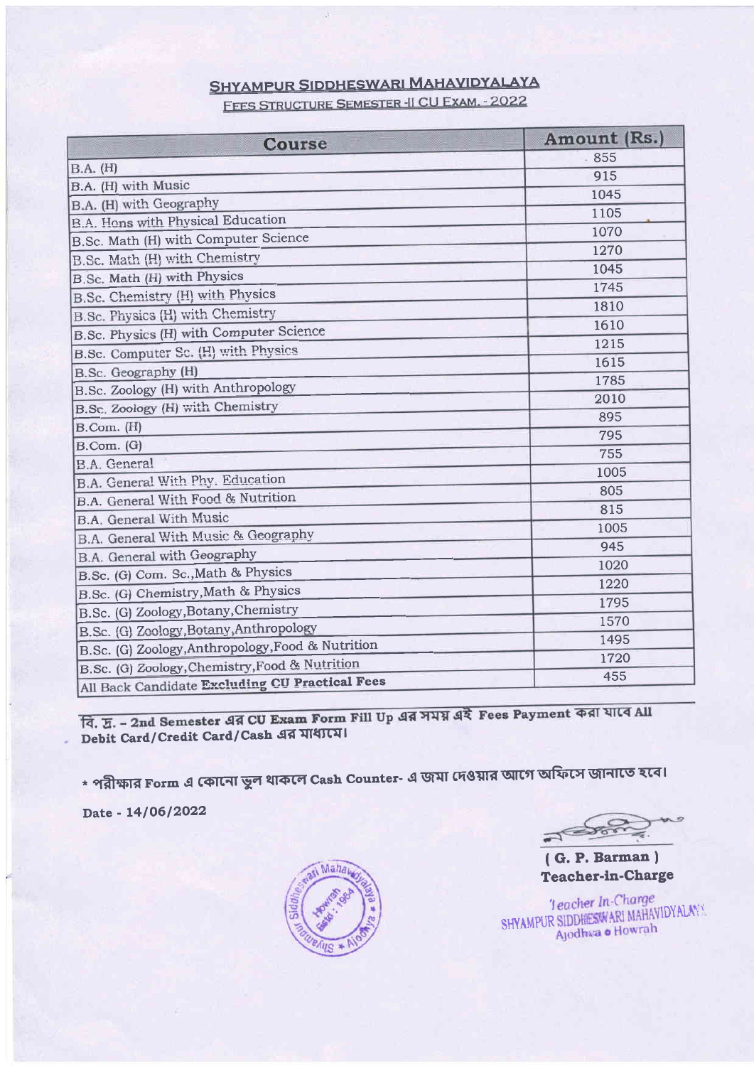## SHYAMPUR SIDDHESWARI MAHAVIDYALAYA

### FEES STRUCTURE SEMESTER -II CU EXAM. - 2022

| Course | Amount (Rs.) |
|---|---|
| B.A. (H) | 855 |
| B.A. (H) with Music | 915 |
| B.A. (H) with Geography | 1045 |
| B.A. Hons with Physical Education | 1105 |
| B.Sc. Math (H) with Computer Science | 1070 |
| B.Sc. Math (H) with Chemistry | 1270 |
| B.Sc. Math (H) with Physics | 1045 |
| B.Sc. Chemistry (H) with Physics | 1745 |
| B.Sc. Physics (H) with Chemistry | 1810 |
| B.Sc. Physics (H) with Computer Science | 1610 |
| B.Sc. Computer Sc. (H) with Physics | 1215 |
| B.Sc. Geography (H) | 1615 |
| B.Sc. Zoology (H) with Anthropology | 1785 |
| B.Sc. Zoology (H) with Chemistry | 2010 |
| B.Com. (H) | 895 |
| B.Com. (G) | 795 |
| B.A. General | 755 |
| B.A. General With Phy. Education | 1005 |
| B.A. General With Food & Nutrition | 805 |
| B.A. General With Music | 815 |
| B.A. General With Music & Geography | 1005 |
| B.A. General with Geography | 945 |
| B.Sc. (G) Com. Sc.,Math & Physics | 1020 |
| B.Sc. (G) Chemistry,Math & Physics | 1220 |
| B.Sc. (G) Zoology,Botany,Chemistry | 1795 |
| B.Sc. (G) Zoology,Botany,Anthropology | 1570 |
| B.Sc. (G) Zoology,Anthropology,Food & Nutrition | 1495 |
| B.Sc. (G) Zoology,Chemistry,Food & Nutrition | 1720 |
| All Back Candidate **Excluding CU Practical Fees** | 455 |

**বি. দ্র. - 2nd Semester এর CU Exam Form Fill Up এর সময় এই Fees Payment করা যাবে All Debit Card/Credit Card/Cash এর মাধ্যমে।**

**\* পরীক্ষার Form এ কোনো ভুল থাকলে Cash Counter- এ জমা দেওয়ার আগে অফিসে জানাতে হবে।**

**Date - 14/06/2022**

**( G. P. Barman )**
**Teacher-in-Charge**

Teacher In-Charge
SHYAMPUR SIDDHESWARI MAHAVIDYALAYA
Ajodhya • Howrah